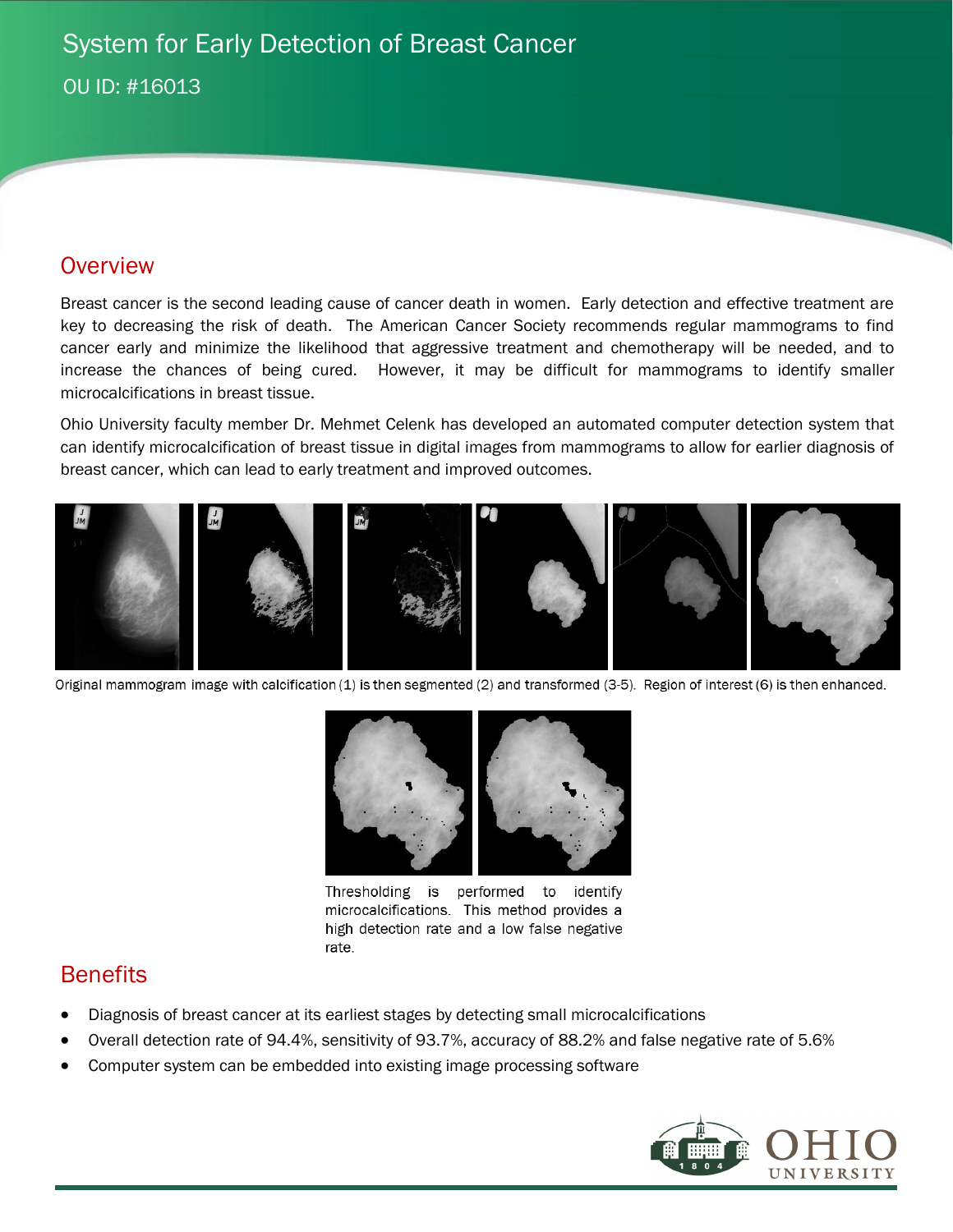# System for Early Detection of Breast Cancer

OU ID: #16013

## Overview

Breast cancer is the second leading cause of cancer death in women. Early detection and effective treatment are key to decreasing the risk of death. The American Cancer Society recommends regular mammograms to find cancer early and minimize the likelihood that aggressive treatment and chemotherapy will be needed, and to increase the chances of being cured. However, it may be difficult for mammograms to identify smaller microcalcifications in breast tissue.

Ohio University faculty member Dr. Mehmet Celenk has developed an automated computer detection system that can identify microcalcification of breast tissue in digital images from mammograms to allow for earlier diagnosis of breast cancer, which can lead to early treatment and improved outcomes.

Original mammogram image with calcification (1) is then segmented (2) and transformed (3-5). Region of interest (6) is then enhanced.

Thresholding is performed to identify microcalcifications. This method provides a high detection rate and a low false negative rate.

## Benefits

- Diagnosis of breast cancer at its earliest stages by detecting small microcalcifications
- Overall detection rate of 94.4%, sensitivity of 93.7%, accuracy of 88.2% and false negative rate of 5.6%
- Computer system can be embedded into existing image processing software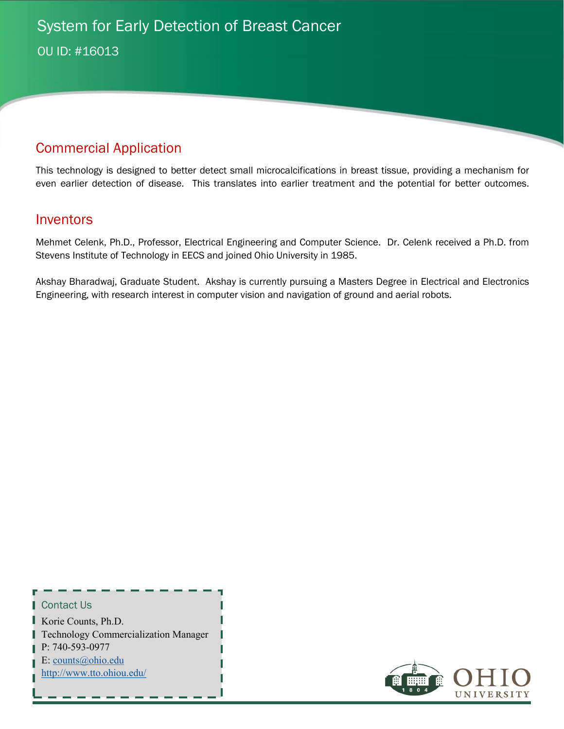# System for Early Detection of Breast Cancer

OU ID: #16013

## Commercial Application

This technology is designed to better detect small microcalcifications in breast tissue, providing a mechanism for even earlier detection of disease. This translates into earlier treatment and the potential for better outcomes.

## Inventors

Mehmet Celenk, Ph.D., Professor, Electrical Engineering and Computer Science. Dr. Celenk received a Ph.D. from Stevens Institute of Technology in EECS and joined Ohio University in 1985.

Akshay Bharadwaj, Graduate Student. Akshay is currently pursuing a Masters Degree in Electrical and Electronics Engineering, with research interest in computer vision and navigation of ground and aerial robots.

### Contact Us

Korie Counts, Ph.D.
Technology Commercialization Manager
P: 740-593-0977
E: counts@ohio.edu
http://www.tto.ohiou.edu/

OHIO UNIVERSITY